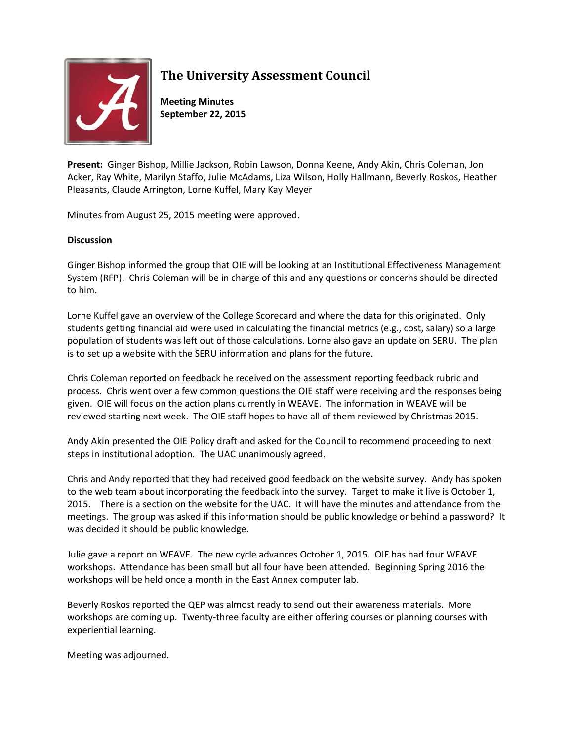# The University Assessment Council

**Meeting Minutes**
**September 22, 2015**

**Present:** Ginger Bishop, Millie Jackson, Robin Lawson, Donna Keene, Andy Akin, Chris Coleman, Jon Acker, Ray White, Marilyn Staffo, Julie McAdams, Liza Wilson, Holly Hallmann, Beverly Roskos, Heather Pleasants, Claude Arrington, Lorne Kuffel, Mary Kay Meyer

Minutes from August 25, 2015 meeting were approved.

**Discussion**

Ginger Bishop informed the group that OIE will be looking at an Institutional Effectiveness Management System (RFP). Chris Coleman will be in charge of this and any questions or concerns should be directed to him.

Lorne Kuffel gave an overview of the College Scorecard and where the data for this originated. Only students getting financial aid were used in calculating the financial metrics (e.g., cost, salary) so a large population of students was left out of those calculations. Lorne also gave an update on SERU. The plan is to set up a website with the SERU information and plans for the future.

Chris Coleman reported on feedback he received on the assessment reporting feedback rubric and process. Chris went over a few common questions the OIE staff were receiving and the responses being given. OIE will focus on the action plans currently in WEAVE. The information in WEAVE will be reviewed starting next week. The OIE staff hopes to have all of them reviewed by Christmas 2015.

Andy Akin presented the OIE Policy draft and asked for the Council to recommend proceeding to next steps in institutional adoption. The UAC unanimously agreed.

Chris and Andy reported that they had received good feedback on the website survey. Andy has spoken to the web team about incorporating the feedback into the survey. Target to make it live is October 1, 2015. There is a section on the website for the UAC. It will have the minutes and attendance from the meetings. The group was asked if this information should be public knowledge or behind a password? It was decided it should be public knowledge.

Julie gave a report on WEAVE. The new cycle advances October 1, 2015. OIE has had four WEAVE workshops. Attendance has been small but all four have been attended. Beginning Spring 2016 the workshops will be held once a month in the East Annex computer lab.

Beverly Roskos reported the QEP was almost ready to send out their awareness materials. More workshops are coming up. Twenty-three faculty are either offering courses or planning courses with experiential learning.

Meeting was adjourned.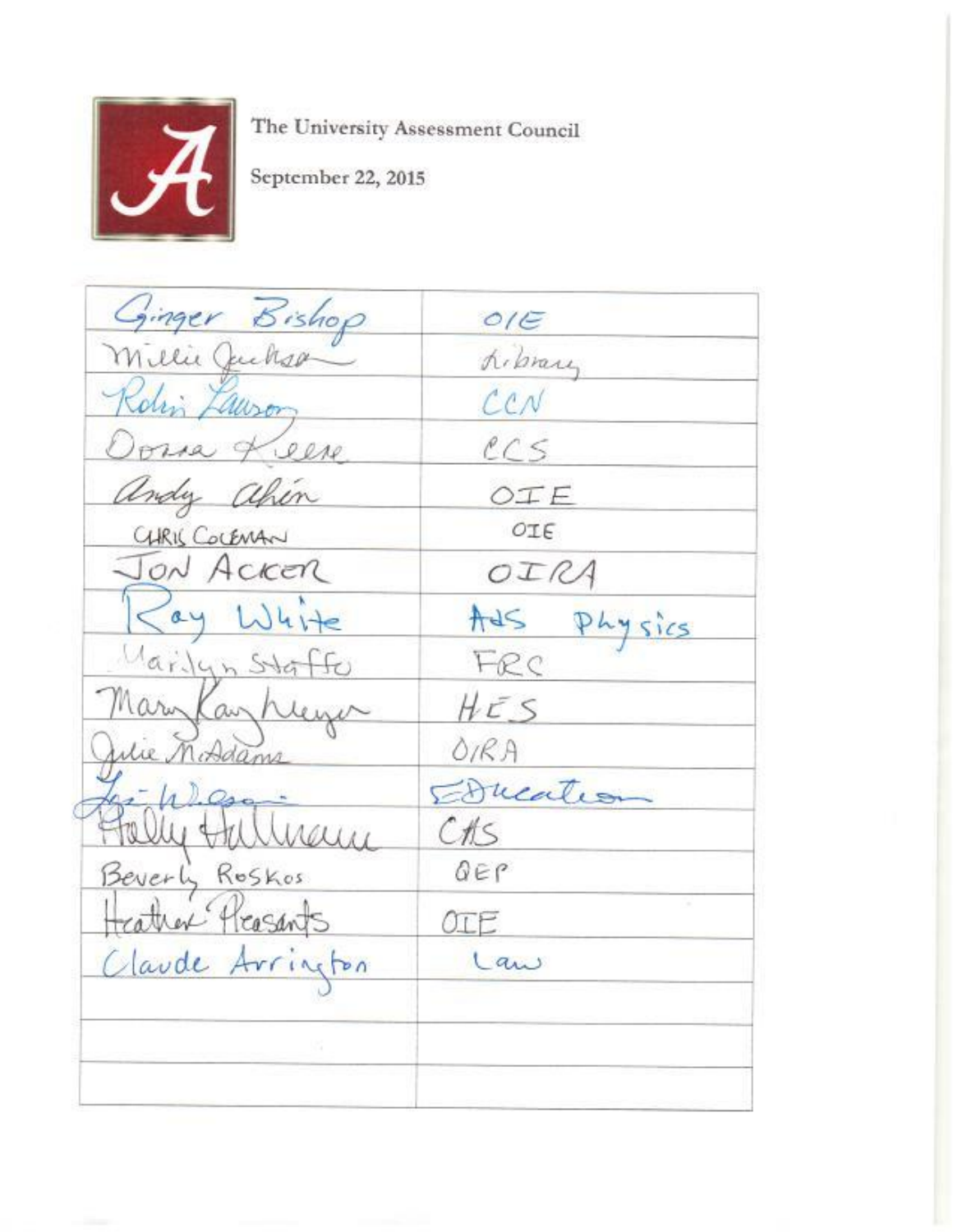The University Assessment Council

September 22, 2015

| | |
|---|---|
| Ginger Bishop | OIE |
| Millie Jackson | Library |
| Robin Lawson | CCN |
| Donna Keene | CCS |
| Andy Chin | OIE |
| CHRIS COLEMAN | OIE |
| JON ACKER | OIRA |
| Ray White | A&S Physics |
| Marilyn Staffo | FRC |
| Mary Kay Meyer | HES |
| Julie McAdams | OIRA |
| Lori Wilson | Education |
| Holly Hallman | CHS |
| Beverly Roskos | QEP |
| Heather Pleasants | OIE |
| Claude Arrington | Law |
| | |
| | |
| | |